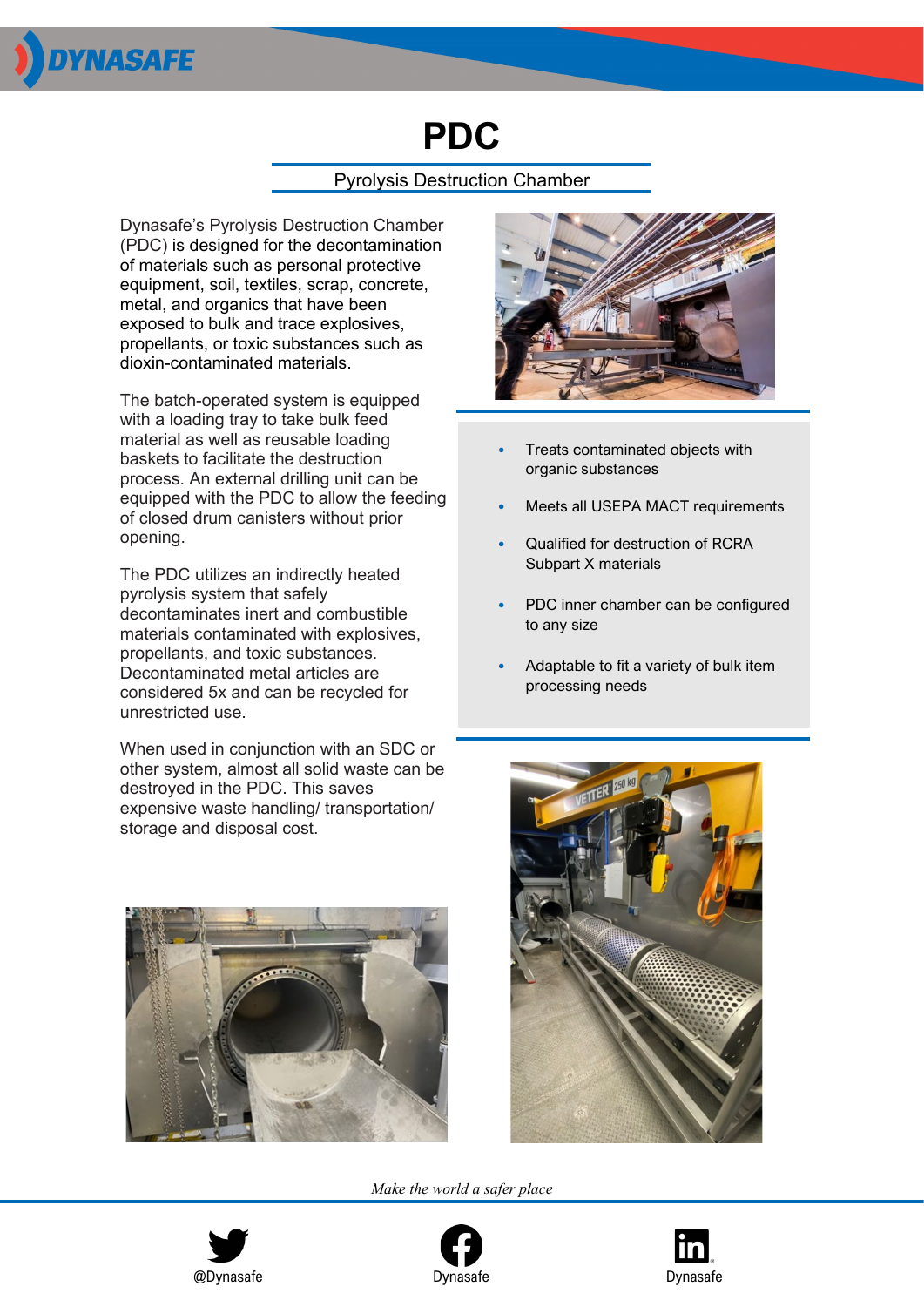# PDC

Pyrolysis Destruction Chamber

Dynasafe's Pyrolysis Destruction Chamber (PDC) is designed for the decontamination of materials such as personal protective equipment, soil, textiles, scrap, concrete, metal, and organics that have been exposed to bulk and trace explosives, propellants, or toxic substances such as dioxin-contaminated materials.

The batch-operated system is equipped with a loading tray to take bulk feed material as well as reusable loading baskets to facilitate the destruction process. An external drilling unit can be equipped with the PDC to allow the feeding of closed drum canisters without prior opening.

The PDC utilizes an indirectly heated pyrolysis system that safely decontaminates inert and combustible materials contaminated with explosives, propellants, and toxic substances. Decontaminated metal articles are considered 5x and can be recycled for unrestricted use.

When used in conjunction with an SDC or other system, almost all solid waste can be destroyed in the PDC. This saves expensive waste handling/ transportation/ storage and disposal cost.

- Treats contaminated objects with organic substances
- Meets all USEPA MACT requirements
- Qualified for destruction of RCRA Subpart X materials
- PDC inner chamber can be configured to any size
- Adaptable to fit a variety of bulk item processing needs

*Make the world a safer place*

@Dynasafe Dynasafe Dynasafe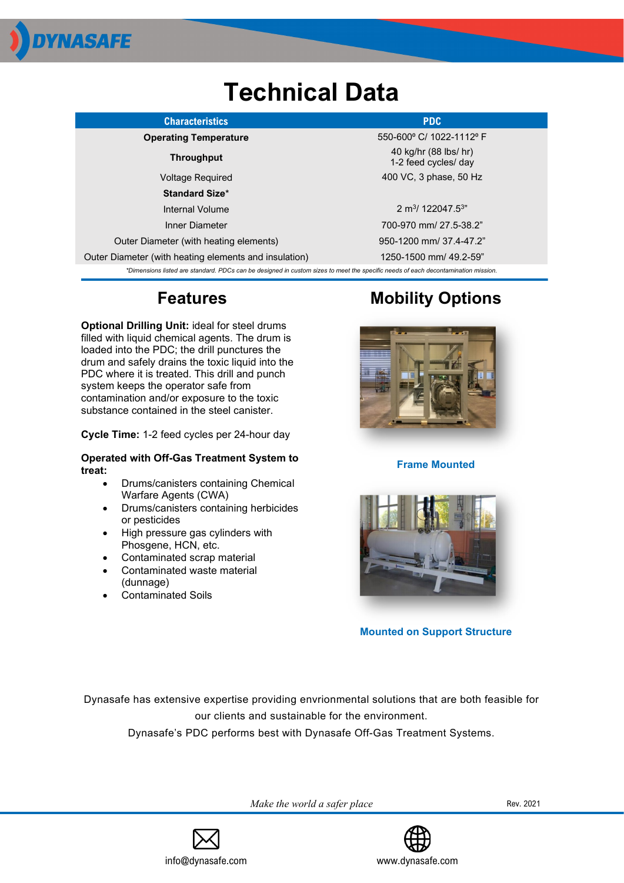# Technical Data

| Characteristics | PDC |
|---|---|
| **Operating Temperature** | 550-600º C/ 1022-1112º F |
| **Throughput** | 40 kg/hr (88 lbs/ hr) 1-2 feed cycles/ day |
| Voltage Required | 400 VC, 3 phase, 50 Hz |
| **Standard Size*** | |
| Internal Volume | 2 $m^3$/ 122047.5$^3$" |
| Inner Diameter | 700-970 mm/ 27.5-38.2" |
| Outer Diameter (with heating elements) | 950-1200 mm/ 37.4-47.2" |
| Outer Diameter (with heating elements and insulation) | 1250-1500 mm/ 49.2-59" |

*Dimensions listed are standard. PDCs can be designed in custom sizes to meet the specific needs of each decontamination mission.*

## Features

**Optional Drilling Unit:** ideal for steel drums filled with liquid chemical agents. The drum is loaded into the PDC; the drill punctures the drum and safely drains the toxic liquid into the PDC where it is treated. This drill and punch system keeps the operator safe from contamination and/or exposure to the toxic substance contained in the steel canister.

**Cycle Time:** 1-2 feed cycles per 24-hour day

**Operated with Off-Gas Treatment System to treat:**

- Drums/canisters containing Chemical Warfare Agents (CWA)
- Drums/canisters containing herbicides or pesticides
- High pressure gas cylinders with Phosgene, HCN, etc.
- Contaminated scrap material
- Contaminated waste material (dunnage)
- Contaminated Soils

## Mobility Options

Frame Mounted

Mounted on Support Structure

Dynasafe has extensive expertise providing envrionmental solutions that are both feasible for our clients and sustainable for the environment.

Dynasafe's PDC performs best with Dynasafe Off-Gas Treatment Systems.

*Make the world a safer place*

Rev. 2021

info@dynasafe.com

www.dynasafe.com